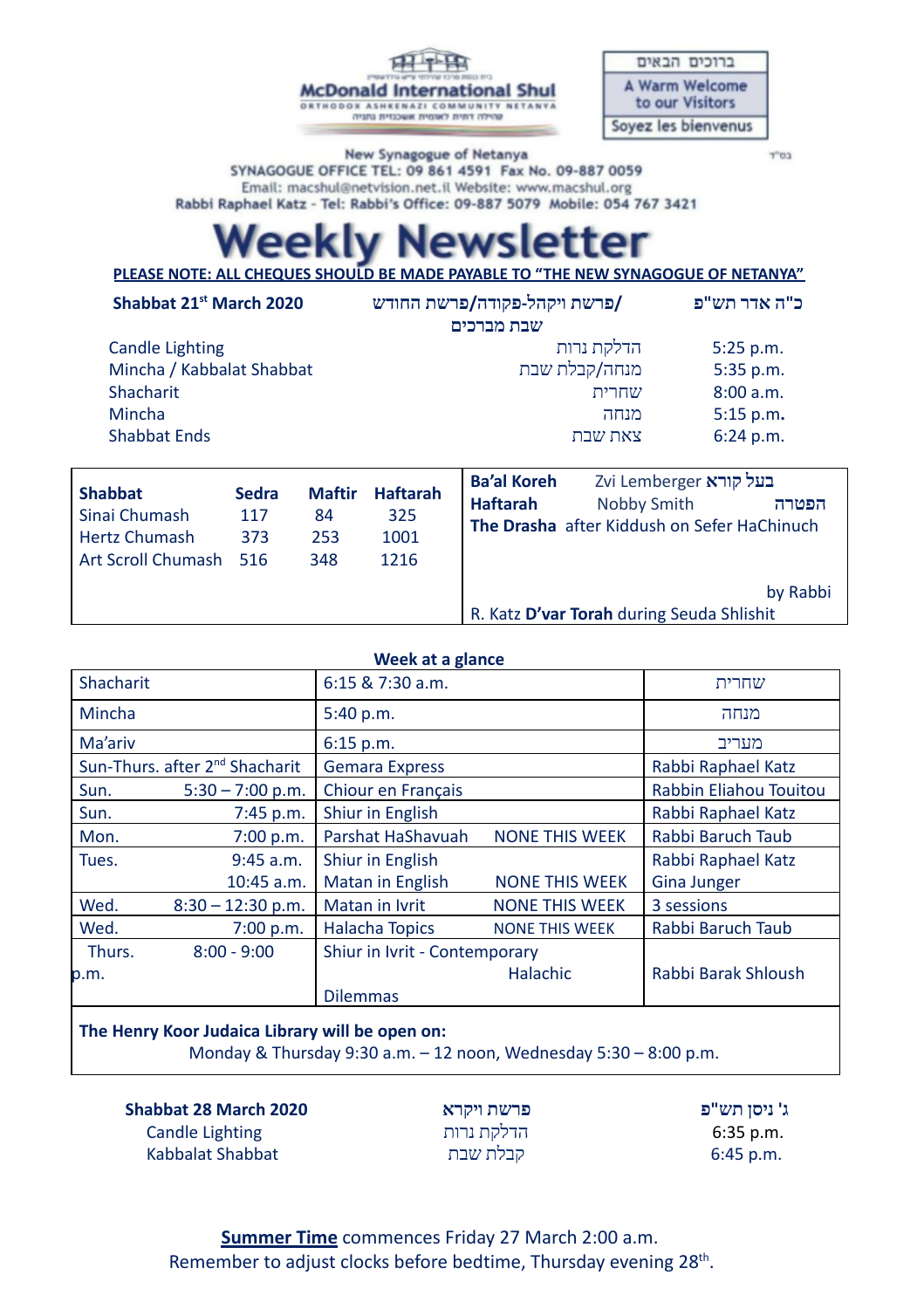McDonald International Shul
ORTHODOX ASHKENAZI COMMUNITY NETANYA

ברוכים הבאים
A Warm Welcome to our Visitors
Soyez les bienvenus

בס"ד

New Synagogue of Netanya
SYNAGOGUE OFFICE TEL: 09 861 4591 Fax No. 09-887 0059
Email: macshul@netvision.net.il Website: www.macshul.org
Rabbi Raphael Katz - Tel: Rabbi's Office: 09-887 5079 Mobile: 054 767 3421

# Weekly Newsletter

**PLEASE NOTE: ALL CHEQUES SHOULD BE MADE PAYABLE TO "THE NEW SYNAGOGUE OF NETANYA"**

| **Shabbat 21st March 2020** | פרשת ויקהל-פקודה/פרשת החודש/ שבת מברכים | כ"ה אדר תש"פ |
|---|---|---|
| Candle Lighting | הדלקת נרות | 5:25 p.m. |
| Mincha / Kabbalat Shabbat | מנחה/קבלת שבת | 5:35 p.m. |
| Shacharit | שחרית | 8:00 a.m. |
| Mincha | מנחה | 5:15 p.m. |
| Shabbat Ends | צאת שבת | 6:24 p.m. |

| **Shabbat** | **Sedra** | **Maftir** | **Haftarah** |
|---|---|---|---|
| Sinai Chumash | 117 | 84 | 325 |
| Hertz Chumash | 373 | 253 | 1001 |
| Art Scroll Chumash | 516 | 348 | 1216 |

**Ba'al Koreh** Zvi Lemberger בעל קורא
**Haftarah** Nobby Smith הפטרה
**The Drasha** after Kiddush on Sefer HaChinuch by Rabbi R. Katz **D'var Torah** during Seuda Shlishit

**Week at a glance**

| | | |
|---|---|---|
| Shacharit | 6:15 & 7:30 a.m. | שחרית |
| Mincha | 5:40 p.m. | מנחה |
| Ma'ariv | 6:15 p.m. | מעריב |
| Sun-Thurs. after 2nd Shacharit | Gemara Express | Rabbi Raphael Katz |
| Sun. 5:30 – 7:00 p.m. | Chiour en Français | Rabbin Eliahou Touitou |
| Sun. 7:45 p.m. | Shiur in English | Rabbi Raphael Katz |
| Mon. 7:00 p.m. | Parshat HaShavuah NONE THIS WEEK | Rabbi Baruch Taub |
| Tues. 9:45 a.m. | Shiur in English | Rabbi Raphael Katz |
| 10:45 a.m. | Matan in English NONE THIS WEEK | Gina Junger |
| Wed. 8:30 – 12:30 p.m. | Matan in Ivrit NONE THIS WEEK | 3 sessions |
| Wed. 7:00 p.m. | Halacha Topics NONE THIS WEEK | Rabbi Baruch Taub |
| Thurs. 8:00 - 9:00 p.m. | Shiur in Ivrit - Contemporary Halachic Dilemmas | Rabbi Barak Shloush |

**The Henry Koor Judaica Library will be open on:**
Monday & Thursday 9:30 a.m. – 12 noon, Wednesday 5:30 – 8:00 p.m.

| **Shabbat 28 March 2020** | **פרשת ויקרא** | **ג' ניסן תש"פ** |
|---|---|---|
| Candle Lighting | הדלקת נרות | 6:35 p.m. |
| Kabbalat Shabbat | קבלת שבת | 6:45 p.m. |

**Summer Time** commences Friday 27 March 2:00 a.m.
Remember to adjust clocks before bedtime, Thursday evening 28th.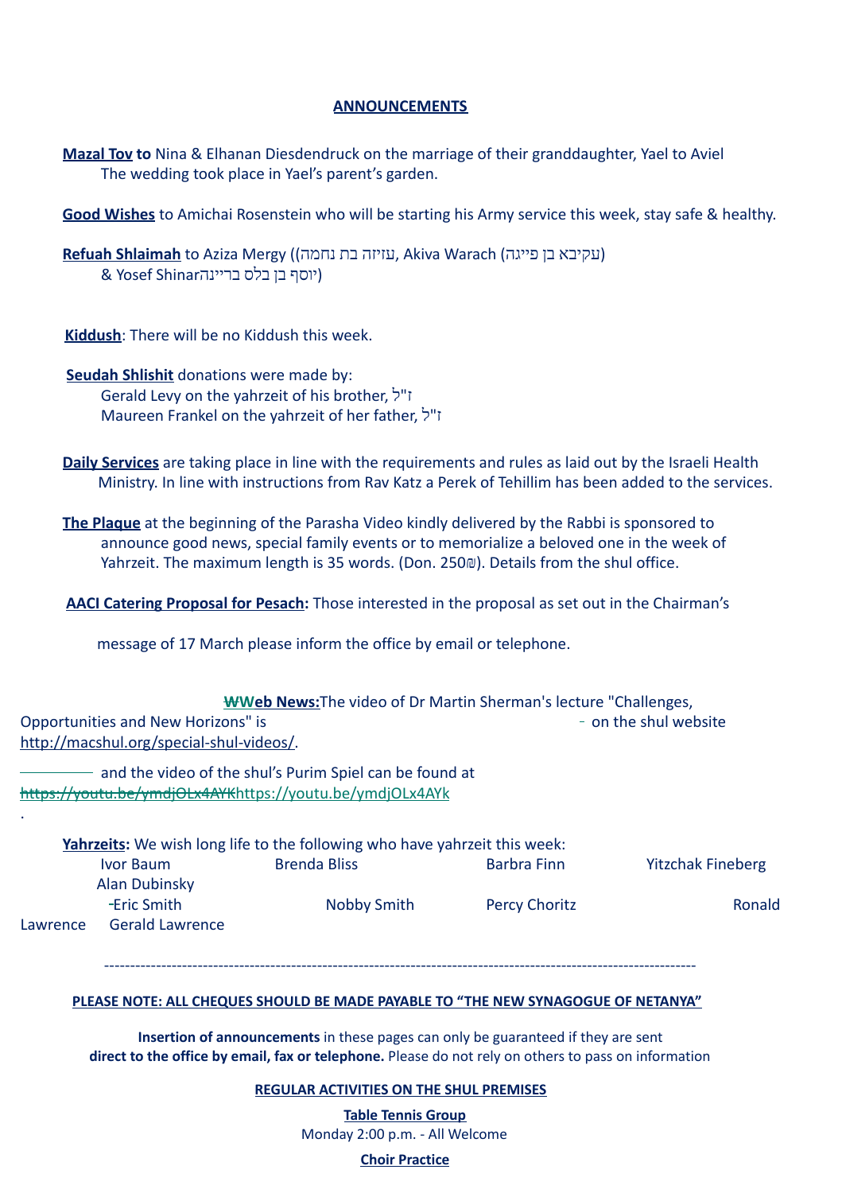## ANNOUNCEMENTS

**Mazal Tov to** Nina & Elhanan Diesdendruck on the marriage of their granddaughter, Yael to Aviel
The wedding took place in Yael's parent's garden.

**Good Wishes** to Amichai Rosenstein who will be starting his Army service this week, stay safe & healthy.

**Refuah Shlaimah** to Aziza Mergy ((עזיזה בת נחמה, Akiva Warach (עקיבא בן פייגה)
& Yosef Shinar(יוסף בן בלס ברײנה)

**Kiddush**: There will be no Kiddush this week.

**Seudah Shlishit** donations were made by:
Gerald Levy on the yahrzeit of his brother, ז"ל
Maureen Frankel on the yahrzeit of her father, ז"ל

**Daily Services** are taking place in line with the requirements and rules as laid out by the Israeli Health Ministry. In line with instructions from Rav Katz a Perek of Tehillim has been added to the services.

**The Plaque** at the beginning of the Parasha Video kindly delivered by the Rabbi is sponsored to announce good news, special family events or to memorialize a beloved one in the week of Yahrzeit. The maximum length is 35 words. (Don. 250₪). Details from the shul office.

**AACI Catering Proposal for Pesach:** Those interested in the proposal as set out in the Chairman's message of 17 March please inform the office by email or telephone.

**Web News:** The video of Dr Martin Sherman's lecture "Challenges, Opportunities and New Horizons" is on the shul website http://macshul.org/special-shul-videos/.

and the video of the shul's Purim Spiel can be found at https://youtu.be/ymdjOLx4AYk

**Yahrzeits:** We wish long life to the following who have yahrzeit this week:

Ivor Baum, Brenda Bliss, Barbra Finn, Yitzchak Fineberg, Alan Dubinsky, Eric Smith, Nobby Smith, Percy Choritz, Ronald Lawrence, Gerald Lawrence

---

**PLEASE NOTE: ALL CHEQUES SHOULD BE MADE PAYABLE TO "THE NEW SYNAGOGUE OF NETANYA"**

**Insertion of announcements** in these pages can only be guaranteed if they are sent **direct to the office by email, fax or telephone.** Please do not rely on others to pass on information

**REGULAR ACTIVITIES ON THE SHUL PREMISES**

**Table Tennis Group**
Monday 2:00 p.m. - All Welcome

**Choir Practice**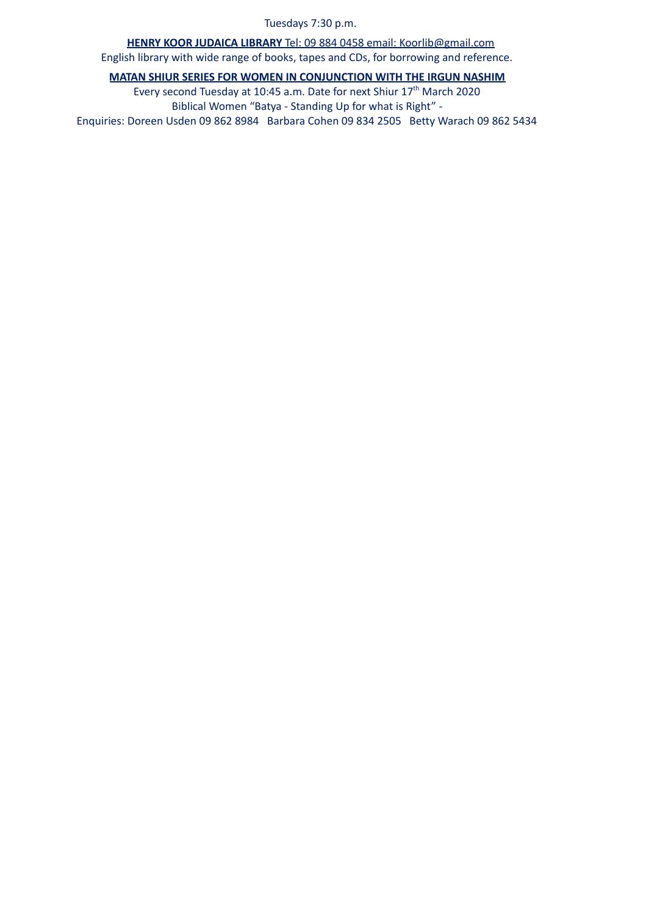Tuesdays 7:30 p.m.

**HENRY KOOR JUDAICA LIBRARY** Tel: 09 884 0458 email: Koorlib@gmail.com

English library with wide range of books, tapes and CDs, for borrowing and reference.

**MATAN SHIUR SERIES FOR WOMEN IN CONJUNCTION WITH THE IRGUN NASHIM**

Every second Tuesday at 10:45 a.m. Date for next Shiur 17th March 2020

Biblical Women "Batya - Standing Up for what is Right" -

Enquiries: Doreen Usden 09 862 8984 Barbara Cohen 09 834 2505 Betty Warach 09 862 5434